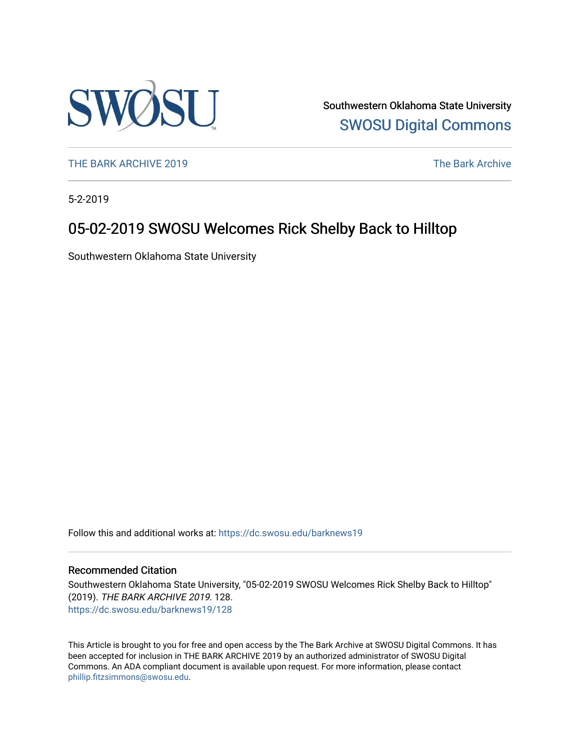Southwestern Oklahoma State University
[SWOSU Digital Commons](https://dc.swosu.edu)

THE BARK ARCHIVE 2019 | The Bark Archive

5-2-2019

# 05-02-2019 SWOSU Welcomes Rick Shelby Back to Hilltop

Southwestern Oklahoma State University

Follow this and additional works at: https://dc.swosu.edu/barknews19

## Recommended Citation

Southwestern Oklahoma State University, "05-02-2019 SWOSU Welcomes Rick Shelby Back to Hilltop" (2019). *THE BARK ARCHIVE 2019*. 128.
https://dc.swosu.edu/barknews19/128

This Article is brought to you for free and open access by the The Bark Archive at SWOSU Digital Commons. It has been accepted for inclusion in THE BARK ARCHIVE 2019 by an authorized administrator of SWOSU Digital Commons. An ADA compliant document is available upon request. For more information, please contact phillip.fitzsimmons@swosu.edu.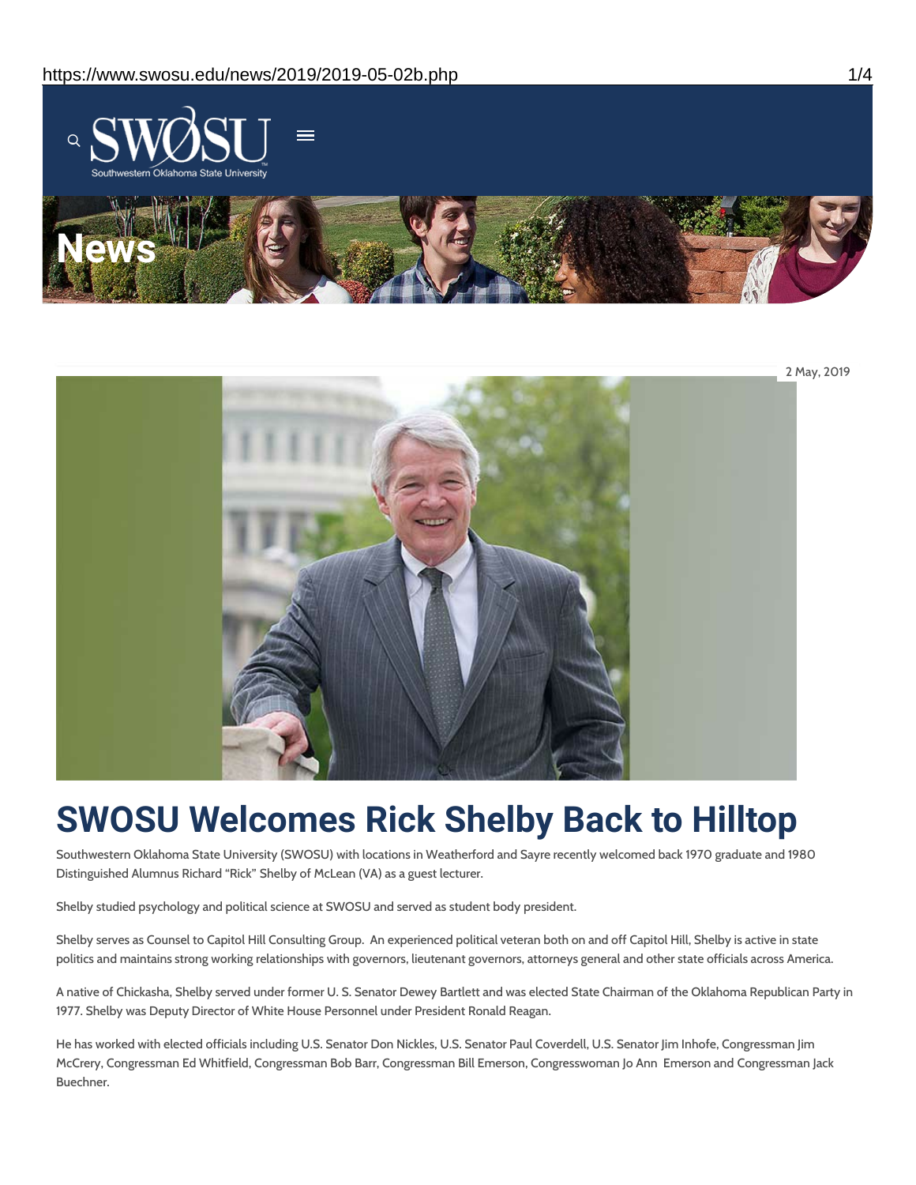# News

2 May, 2019

# SWOSU Welcomes Rick Shelby Back to Hilltop

Southwestern Oklahoma State University (SWOSU) with locations in Weatherford and Sayre recently welcomed back 1970 graduate and 1980 Distinguished Alumnus Richard "Rick" Shelby of McLean (VA) as a guest lecturer.

Shelby studied psychology and political science at SWOSU and served as student body president.

Shelby serves as Counsel to Capitol Hill Consulting Group. An experienced political veteran both on and off Capitol Hill, Shelby is active in state politics and maintains strong working relationships with governors, lieutenant governors, attorneys general and other state officials across America.

A native of Chickasha, Shelby served under former U. S. Senator Dewey Bartlett and was elected State Chairman of the Oklahoma Republican Party in 1977. Shelby was Deputy Director of White House Personnel under President Ronald Reagan.

He has worked with elected officials including U.S. Senator Don Nickles, U.S. Senator Paul Coverdell, U.S. Senator Jim Inhofe, Congressman Jim McCrery, Congressman Ed Whitfield, Congressman Bob Barr, Congressman Bill Emerson, Congresswoman Jo Ann Emerson and Congressman Jack Buechner.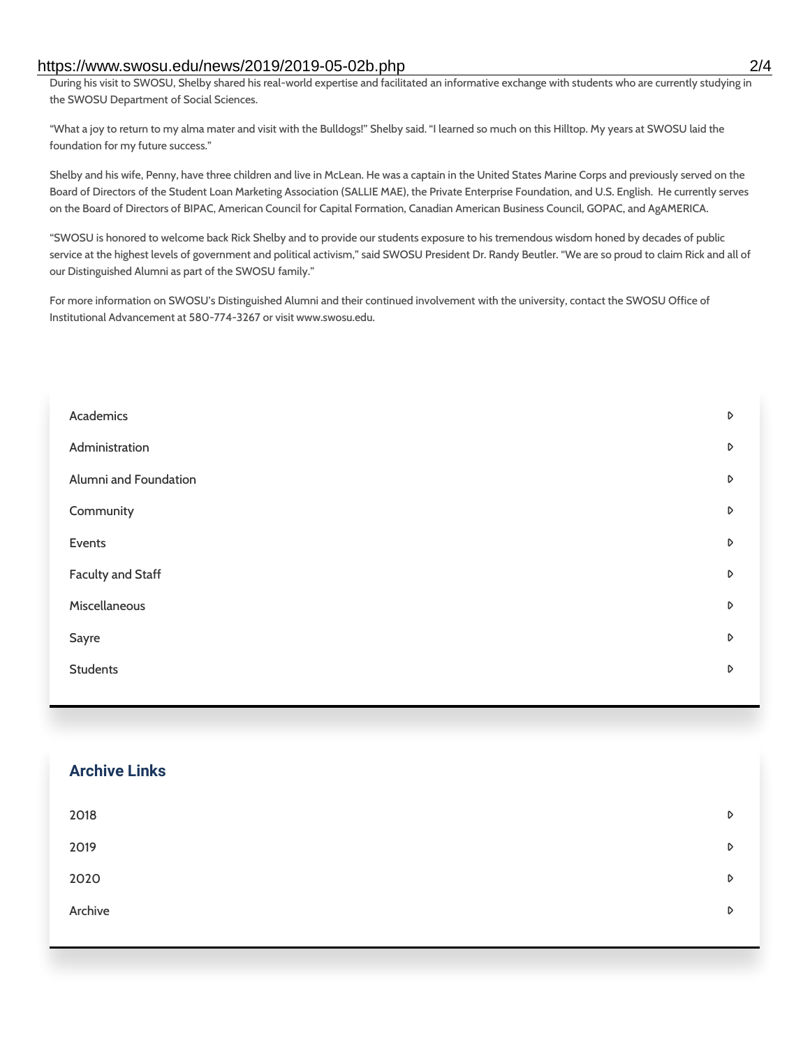During his visit to SWOSU, Shelby shared his real-world expertise and facilitated an informative exchange with students who are currently studying in the SWOSU Department of Social Sciences.

“What a joy to return to my alma mater and visit with the Bulldogs!” Shelby said. “I learned so much on this Hilltop. My years at SWOSU laid the foundation for my future success.”

Shelby and his wife, Penny, have three children and live in McLean. He was a captain in the United States Marine Corps and previously served on the Board of Directors of the Student Loan Marketing Association (SALLIE MAE), the Private Enterprise Foundation, and U.S. English. He currently serves on the Board of Directors of BIPAC, American Council for Capital Formation, Canadian American Business Council, GOPAC, and AgAMERICA.

“SWOSU is honored to welcome back Rick Shelby and to provide our students exposure to his tremendous wisdom honed by decades of public service at the highest levels of government and political activism,” said SWOSU President Dr. Randy Beutler. “We are so proud to claim Rick and all of our Distinguished Alumni as part of the SWOSU family.”

For more information on SWOSU’s Distinguished Alumni and their continued involvement with the university, contact the SWOSU Office of Institutional Advancement at 580-774-3267 or visit www.swosu.edu.

- Academics
- Administration
- Alumni and Foundation
- Community
- Events
- Faculty and Staff
- Miscellaneous
- Sayre
- Students

## Archive Links

- 2018
- 2019
- 2020
- Archive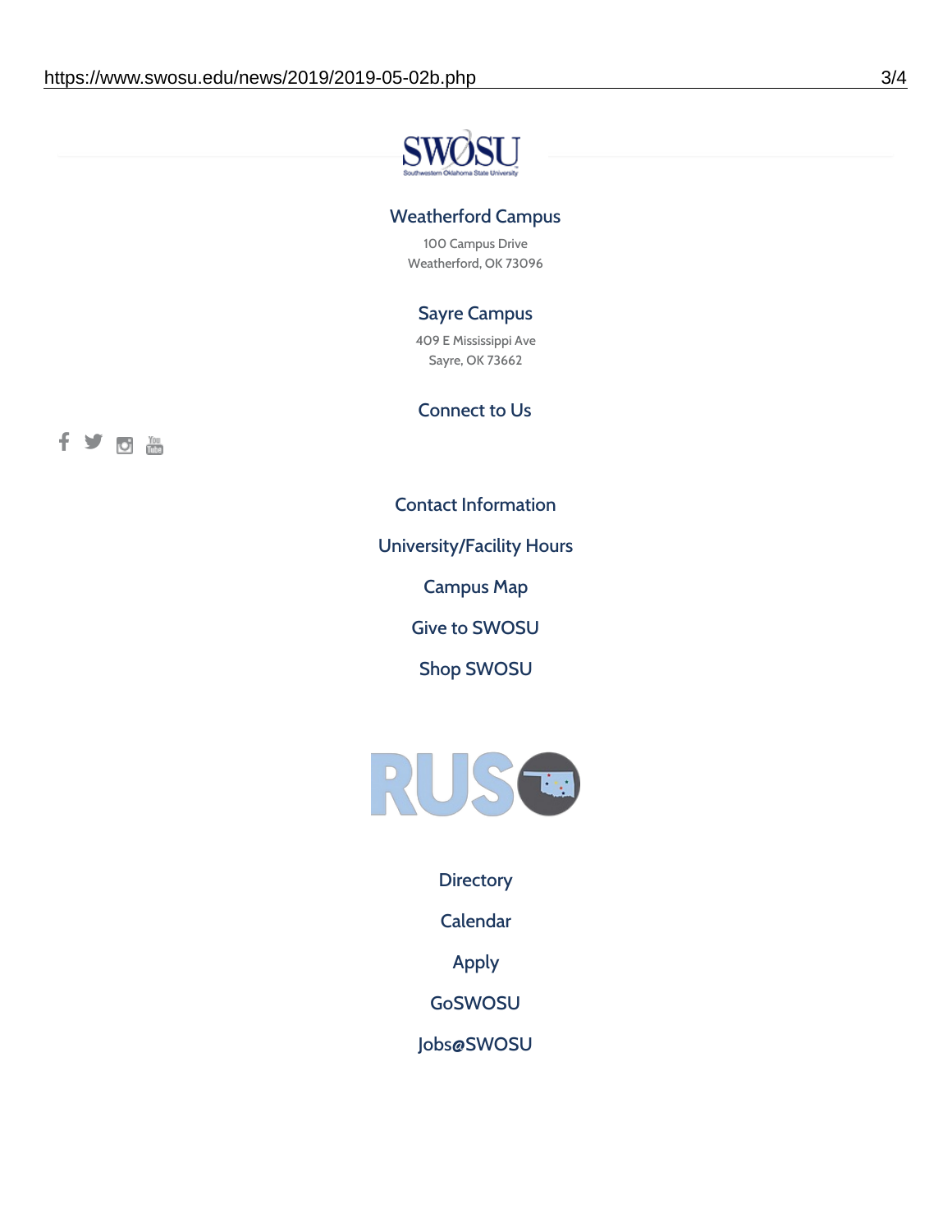SWOSU

Southwestern Oklahoma State University

### Weatherford Campus

100 Campus Drive
Weatherford, OK 73096

### Sayre Campus

409 E Mississippi Ave
Sayre, OK 73662

### Connect to Us

Contact Information

University/Facility Hours

Campus Map

Give to SWOSU

Shop SWOSU

RUSO

Directory

Calendar

Apply

GoSWOSU

Jobs@SWOSU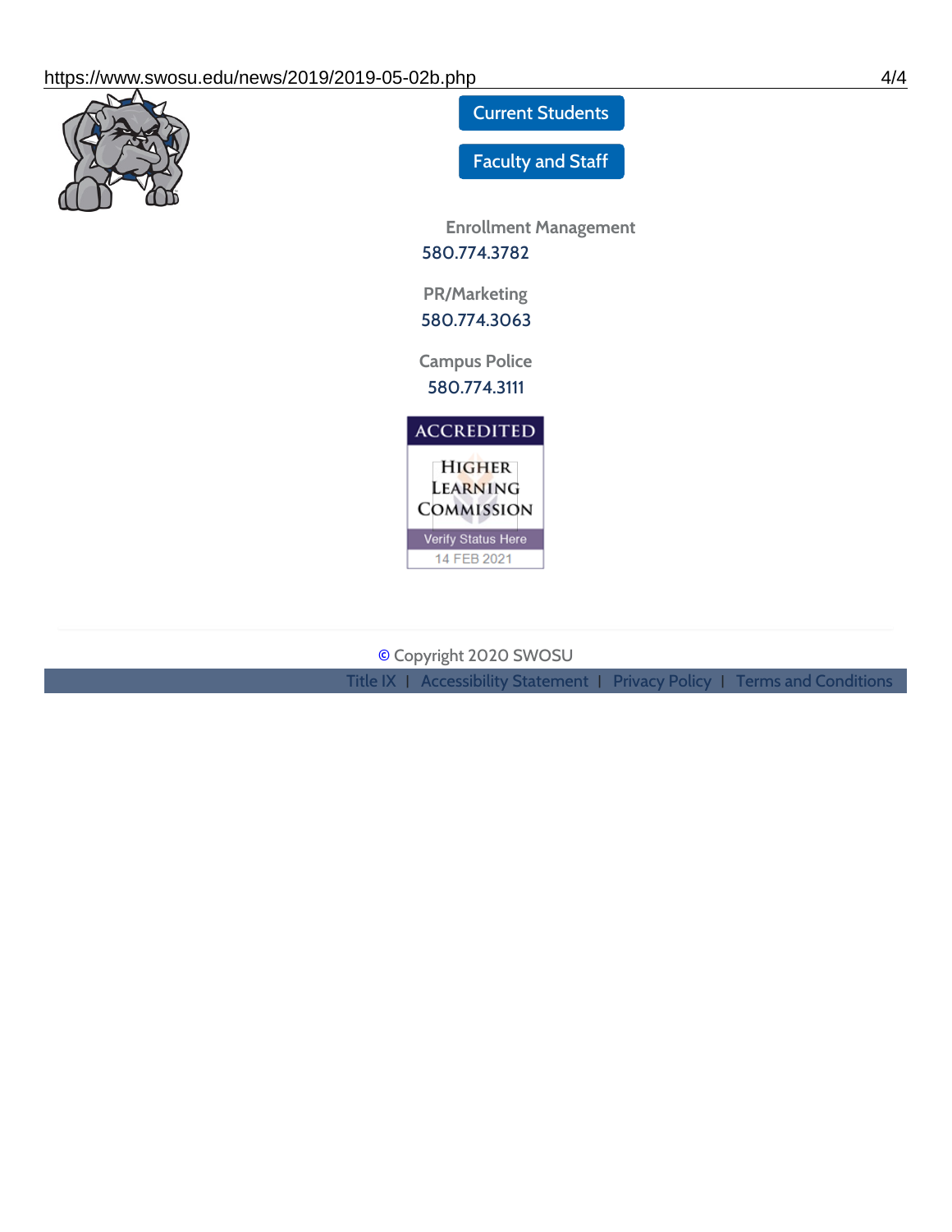Current Students

Faculty and Staff

Enrollment Management
580.774.3782

PR/Marketing
580.774.3063

Campus Police
580.774.3111

ACCREDITED

HIGHER LEARNING COMMISSION

Verify Status Here

14 FEB 2021

© Copyright 2020 SWOSU

Title IX | Accessibility Statement | Privacy Policy | Terms and Conditions